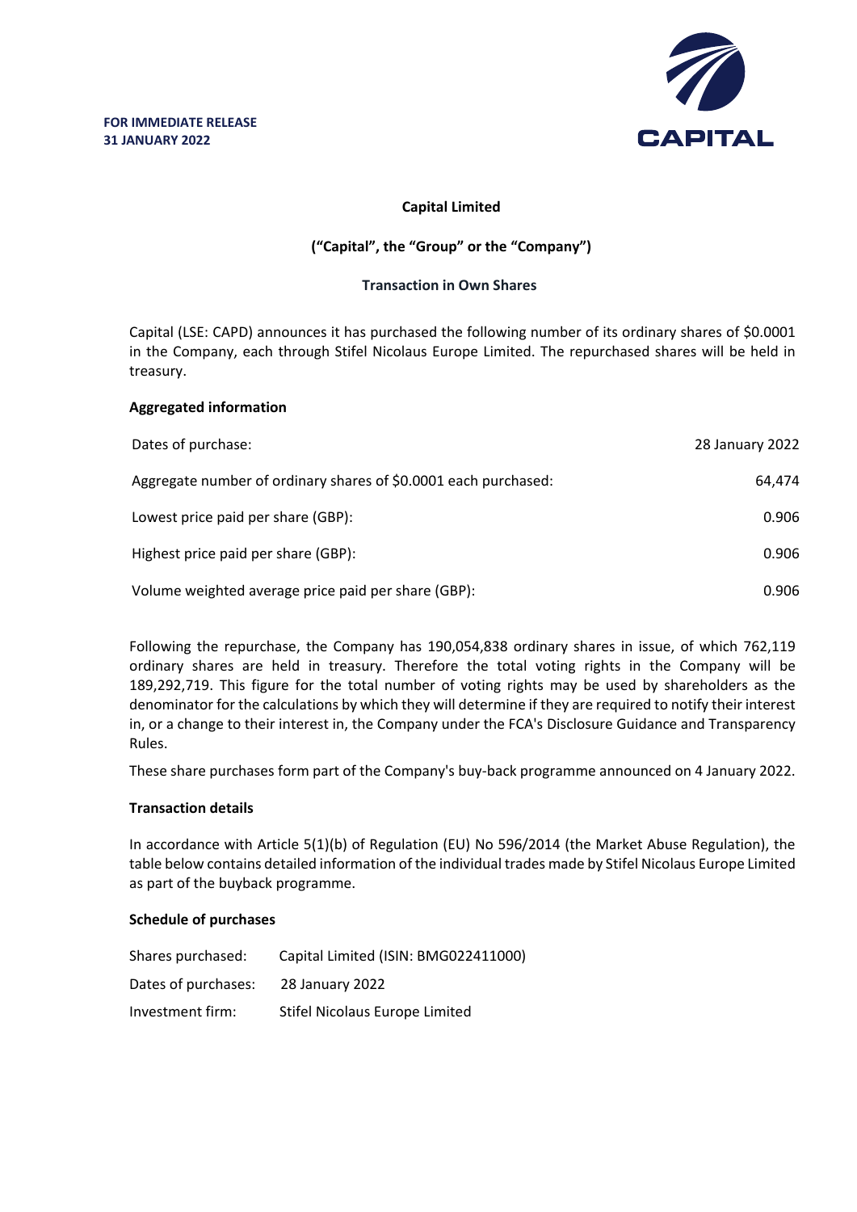**FOR IMMEDIATE RELEASE**
**31 JANUARY 2022**

CAPITAL

**Capital Limited**

**("Capital", the "Group" or the "Company")**

**Transaction in Own Shares**

Capital (LSE: CAPD) announces it has purchased the following number of its ordinary shares of $0.0001 in the Company, each through Stifel Nicolaus Europe Limited. The repurchased shares will be held in treasury.

**Aggregated information**

| | |
|---|---|
| Dates of purchase: | 28 January 2022 |
| Aggregate number of ordinary shares of $0.0001 each purchased: | 64,474 |
| Lowest price paid per share (GBP): | 0.906 |
| Highest price paid per share (GBP): | 0.906 |
| Volume weighted average price paid per share (GBP): | 0.906 |

Following the repurchase, the Company has 190,054,838 ordinary shares in issue, of which 762,119 ordinary shares are held in treasury. Therefore the total voting rights in the Company will be 189,292,719. This figure for the total number of voting rights may be used by shareholders as the denominator for the calculations by which they will determine if they are required to notify their interest in, or a change to their interest in, the Company under the FCA's Disclosure Guidance and Transparency Rules.

These share purchases form part of the Company's buy-back programme announced on 4 January 2022.

**Transaction details**

In accordance with Article 5(1)(b) of Regulation (EU) No 596/2014 (the Market Abuse Regulation), the table below contains detailed information of the individual trades made by Stifel Nicolaus Europe Limited as part of the buyback programme.

**Schedule of purchases**

| | |
|---|---|
| Shares purchased: | Capital Limited (ISIN: BMG022411000) |
| Dates of purchases: | 28 January 2022 |
| Investment firm: | Stifel Nicolaus Europe Limited |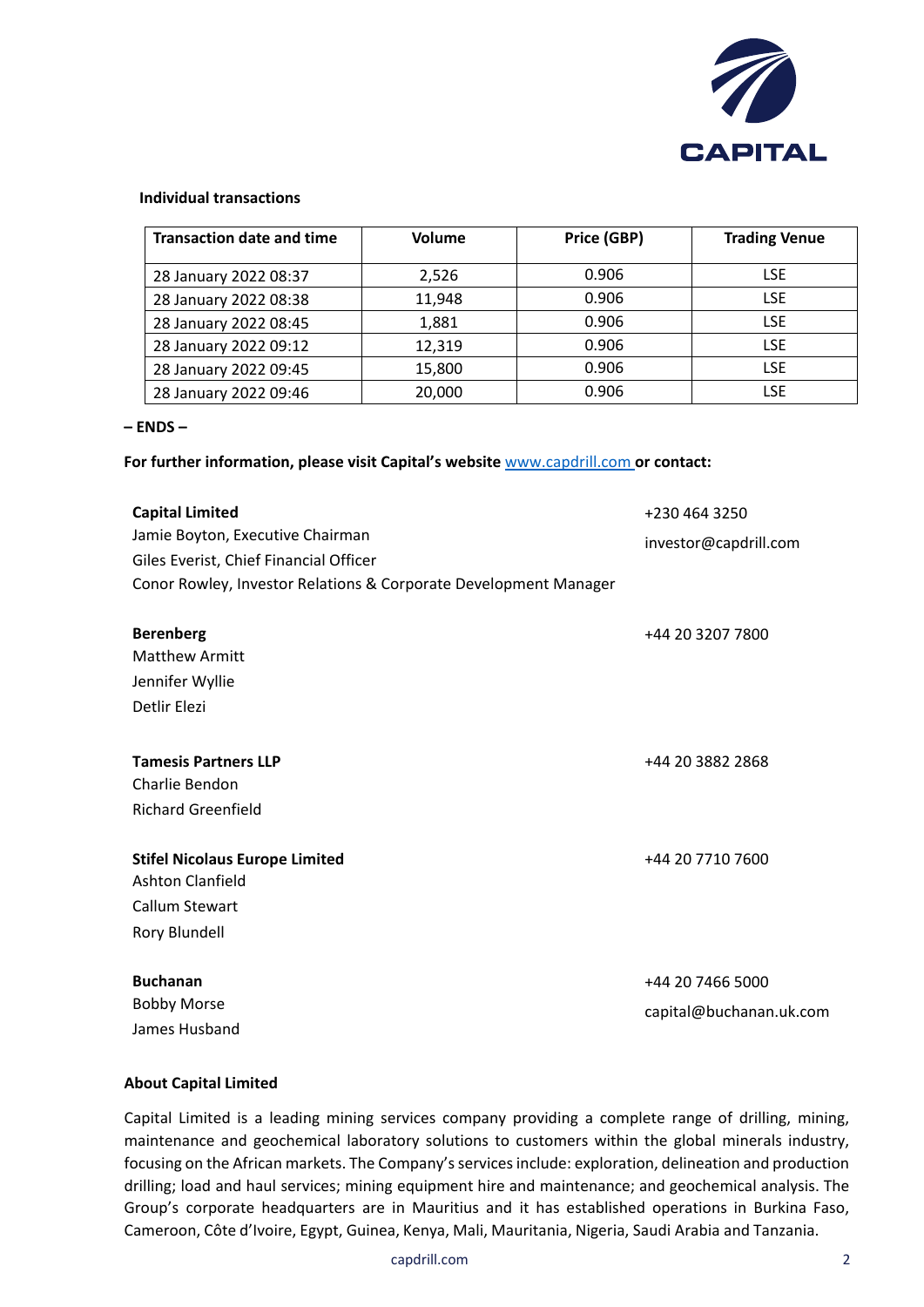**Individual transactions**

| Transaction date and time | Volume | Price (GBP) | Trading Venue |
|---|---|---|---|
| 28 January 2022 08:37 | 2,526 | 0.906 | LSE |
| 28 January 2022 08:38 | 11,948 | 0.906 | LSE |
| 28 January 2022 08:45 | 1,881 | 0.906 | LSE |
| 28 January 2022 09:12 | 12,319 | 0.906 | LSE |
| 28 January 2022 09:45 | 15,800 | 0.906 | LSE |
| 28 January 2022 09:46 | 20,000 | 0.906 | LSE |

**– ENDS –**

**For further information, please visit Capital's website** www.capdrill.com **or contact:**

**Capital Limited** — +230 464 3250 — investor@capdrill.com
Jamie Boyton, Executive Chairman
Giles Everist, Chief Financial Officer
Conor Rowley, Investor Relations & Corporate Development Manager

**Berenberg** — +44 20 3207 7800
Matthew Armitt
Jennifer Wyllie
Detlir Elezi

**Tamesis Partners LLP** — +44 20 3882 2868
Charlie Bendon
Richard Greenfield

**Stifel Nicolaus Europe Limited** — +44 20 7710 7600
Ashton Clanfield
Callum Stewart
Rory Blundell

**Buchanan** — +44 20 7466 5000 — capital@buchanan.uk.com
Bobby Morse
James Husband

**About Capital Limited**

Capital Limited is a leading mining services company providing a complete range of drilling, mining, maintenance and geochemical laboratory solutions to customers within the global minerals industry, focusing on the African markets. The Company's services include: exploration, delineation and production drilling; load and haul services; mining equipment hire and maintenance; and geochemical analysis. The Group's corporate headquarters are in Mauritius and it has established operations in Burkina Faso, Cameroon, Côte d'Ivoire, Egypt, Guinea, Kenya, Mali, Mauritania, Nigeria, Saudi Arabia and Tanzania.